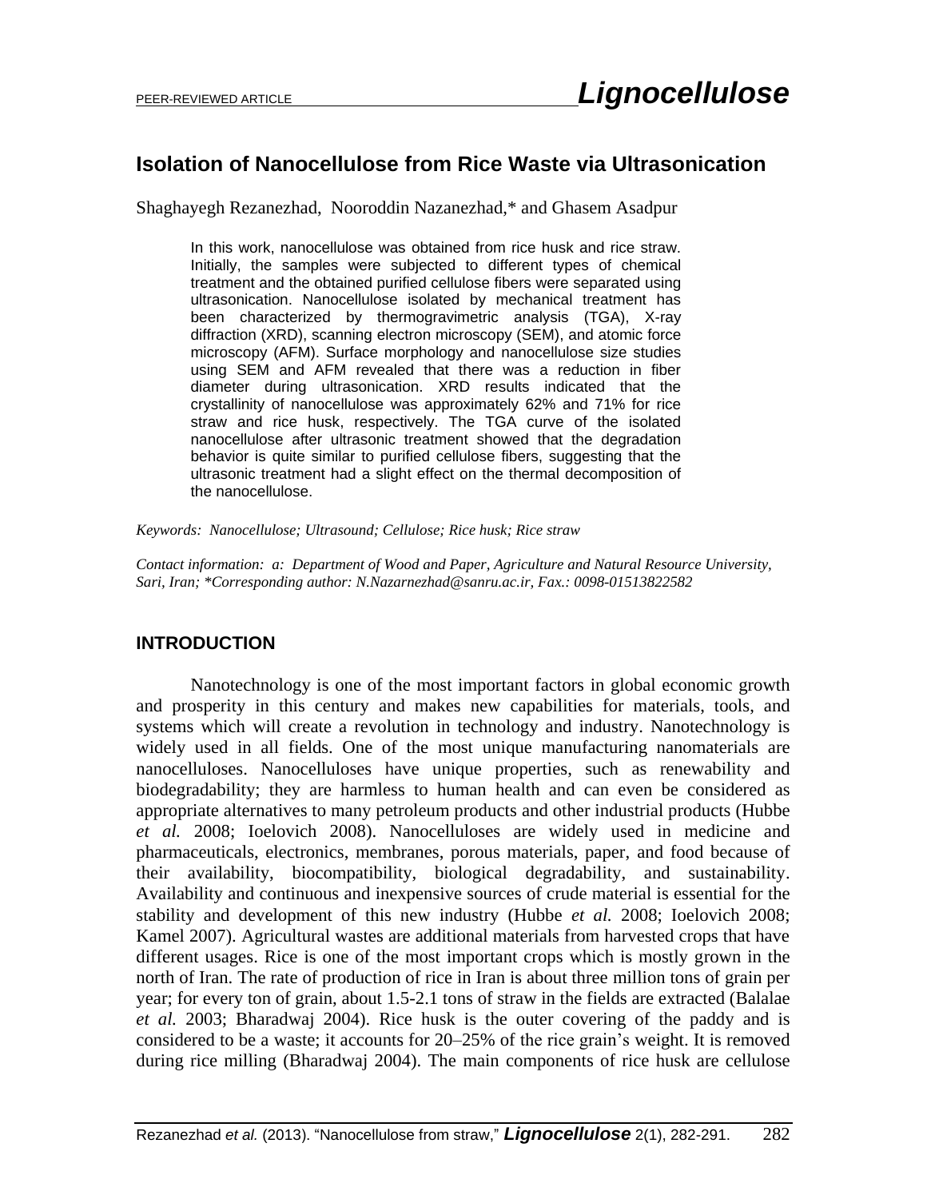PEER-REVIEWED ARTICLE

# Isolation of Nanocellulose from Rice Waste via Ultrasonication

Shaghayegh Rezanezhad, Nooroddin Nazanezhad,* and Ghasem Asadpur

> In this work, nanocellulose was obtained from rice husk and rice straw. Initially, the samples were subjected to different types of chemical treatment and the obtained purified cellulose fibers were separated using ultrasonication. Nanocellulose isolated by mechanical treatment has been characterized by thermogravimetric analysis (TGA), X-ray diffraction (XRD), scanning electron microscopy (SEM), and atomic force microscopy (AFM). Surface morphology and nanocellulose size studies using SEM and AFM revealed that there was a reduction in fiber diameter during ultrasonication. XRD results indicated that the crystallinity of nanocellulose was approximately 62% and 71% for rice straw and rice husk, respectively. The TGA curve of the isolated nanocellulose after ultrasonic treatment showed that the degradation behavior is quite similar to purified cellulose fibers, suggesting that the ultrasonic treatment had a slight effect on the thermal decomposition of the nanocellulose.

*Keywords: Nanocellulose; Ultrasound; Cellulose; Rice husk; Rice straw*

*Contact information: a: Department of Wood and Paper, Agriculture and Natural Resource University, Sari, Iran; \*Corresponding author: N.Nazarnezhad@sanru.ac.ir, Fax.: 0098-01513822582*

## INTRODUCTION

Nanotechnology is one of the most important factors in global economic growth and prosperity in this century and makes new capabilities for materials, tools, and systems which will create a revolution in technology and industry. Nanotechnology is widely used in all fields. One of the most unique manufacturing nanomaterials are nanocelluloses. Nanocelluloses have unique properties, such as renewability and biodegradability; they are harmless to human health and can even be considered as appropriate alternatives to many petroleum products and other industrial products (Hubbe *et al.* 2008; Ioelovich 2008). Nanocelluloses are widely used in medicine and pharmaceuticals, electronics, membranes, porous materials, paper, and food because of their availability, biocompatibility, biological degradability, and sustainability. Availability and continuous and inexpensive sources of crude material is essential for the stability and development of this new industry (Hubbe *et al.* 2008; Ioelovich 2008; Kamel 2007). Agricultural wastes are additional materials from harvested crops that have different usages. Rice is one of the most important crops which is mostly grown in the north of Iran. The rate of production of rice in Iran is about three million tons of grain per year; for every ton of grain, about 1.5-2.1 tons of straw in the fields are extracted (Balalae *et al.* 2003; Bharadwaj 2004). Rice husk is the outer covering of the paddy and is considered to be a waste; it accounts for 20–25% of the rice grain's weight. It is removed during rice milling (Bharadwaj 2004). The main components of rice husk are cellulose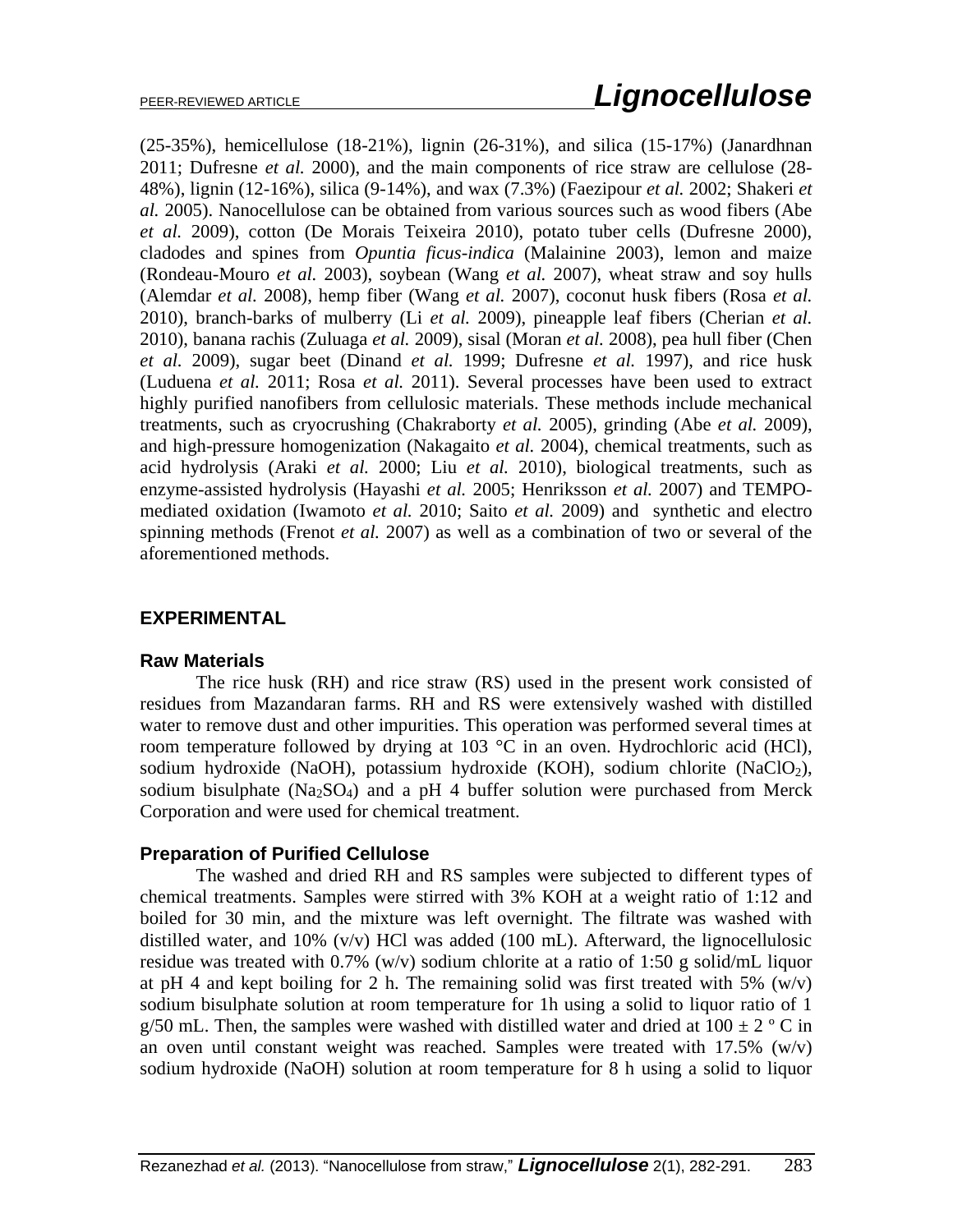(25-35%), hemicellulose (18-21%), lignin (26-31%), and silica (15-17%) (Janardhnan 2011; Dufresne *et al.* 2000), and the main components of rice straw are cellulose (28-48%), lignin (12-16%), silica (9-14%), and wax (7.3%) (Faezipour *et al.* 2002; Shakeri *et al.* 2005). Nanocellulose can be obtained from various sources such as wood fibers (Abe *et al.* 2009), cotton (De Morais Teixeira 2010), potato tuber cells (Dufresne 2000), cladodes and spines from *Opuntia ficus-indica* (Malainine 2003), lemon and maize (Rondeau-Mouro *et al.* 2003), soybean (Wang *et al.* 2007), wheat straw and soy hulls (Alemdar *et al.* 2008), hemp fiber (Wang *et al.* 2007), coconut husk fibers (Rosa *et al.* 2010), branch-barks of mulberry (Li *et al.* 2009), pineapple leaf fibers (Cherian *et al.* 2010), banana rachis (Zuluaga *et al.* 2009), sisal (Moran *et al.* 2008), pea hull fiber (Chen *et al.* 2009), sugar beet (Dinand *et al.* 1999; Dufresne *et al.* 1997), and rice husk (Luduena *et al.* 2011; Rosa *et al.* 2011). Several processes have been used to extract highly purified nanofibers from cellulosic materials. These methods include mechanical treatments, such as cryocrushing (Chakraborty *et al.* 2005), grinding (Abe *et al.* 2009), and high-pressure homogenization (Nakagaito *et al.* 2004), chemical treatments, such as acid hydrolysis (Araki *et al.* 2000; Liu *et al.* 2010), biological treatments, such as enzyme-assisted hydrolysis (Hayashi *et al.* 2005; Henriksson *et al.* 2007) and TEMPO-mediated oxidation (Iwamoto *et al.* 2010; Saito *et al.* 2009) and synthetic and electro spinning methods (Frenot *et al.* 2007) as well as a combination of two or several of the aforementioned methods.

## EXPERIMENTAL

### Raw Materials

The rice husk (RH) and rice straw (RS) used in the present work consisted of residues from Mazandaran farms. RH and RS were extensively washed with distilled water to remove dust and other impurities. This operation was performed several times at room temperature followed by drying at 103 °C in an oven. Hydrochloric acid (HCl), sodium hydroxide (NaOH), potassium hydroxide (KOH), sodium chlorite ($NaClO_2$), sodium bisulphate ($Na_2SO_4$) and a pH 4 buffer solution were purchased from Merck Corporation and were used for chemical treatment.

### Preparation of Purified Cellulose

The washed and dried RH and RS samples were subjected to different types of chemical treatments. Samples were stirred with 3% KOH at a weight ratio of 1:12 and boiled for 30 min, and the mixture was left overnight. The filtrate was washed with distilled water, and 10% (v/v) HCl was added (100 mL). Afterward, the lignocellulosic residue was treated with 0.7% (w/v) sodium chlorite at a ratio of 1:50 g solid/mL liquor at pH 4 and kept boiling for 2 h. The remaining solid was first treated with 5% (w/v) sodium bisulphate solution at room temperature for 1h using a solid to liquor ratio of 1 g/50 mL. Then, the samples were washed with distilled water and dried at $100 \pm 2$ º C in an oven until constant weight was reached. Samples were treated with 17.5% (w/v) sodium hydroxide (NaOH) solution at room temperature for 8 h using a solid to liquor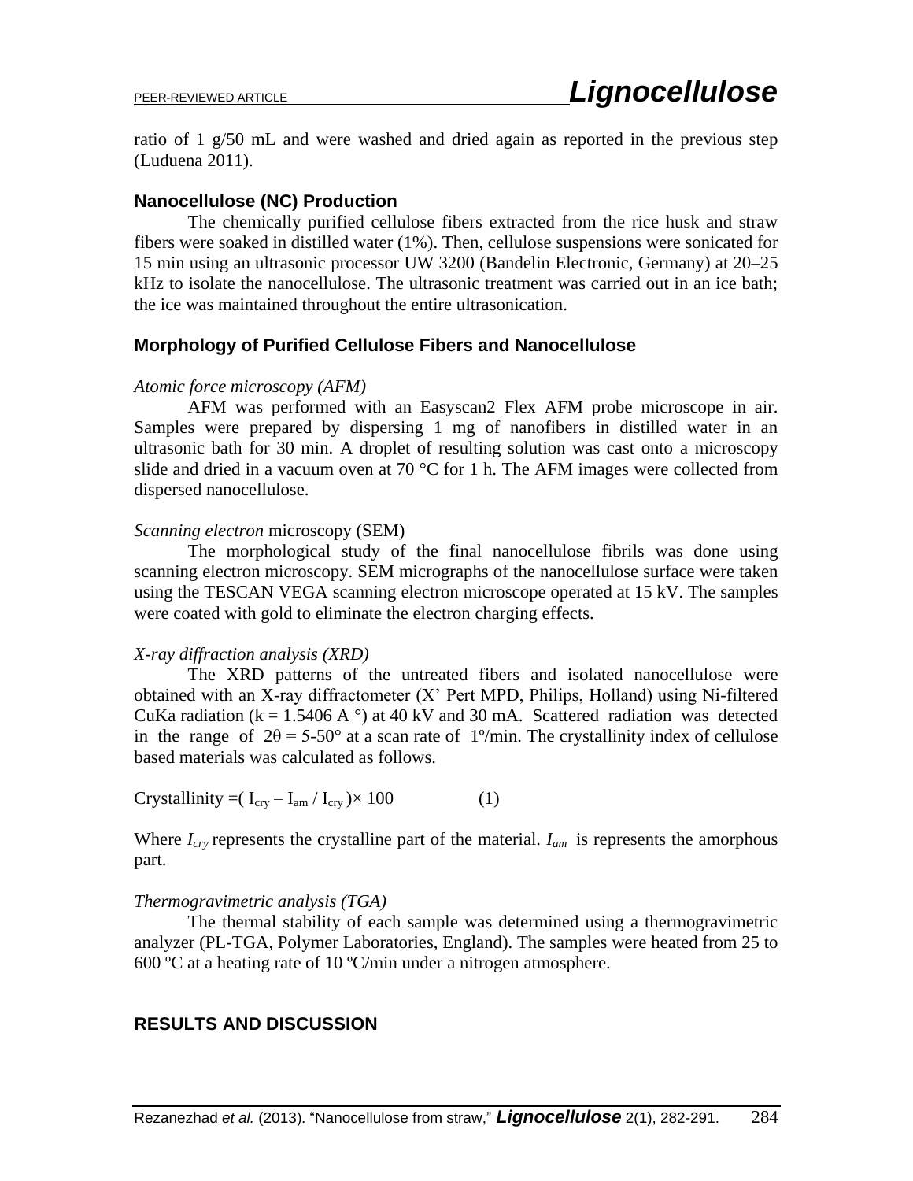ratio of 1 g/50 mL and were washed and dried again as reported in the previous step (Luduena 2011).

### Nanocellulose (NC) Production

The chemically purified cellulose fibers extracted from the rice husk and straw fibers were soaked in distilled water (1%). Then, cellulose suspensions were sonicated for 15 min using an ultrasonic processor UW 3200 (Bandelin Electronic, Germany) at 20–25 kHz to isolate the nanocellulose. The ultrasonic treatment was carried out in an ice bath; the ice was maintained throughout the entire ultrasonication.

### Morphology of Purified Cellulose Fibers and Nanocellulose

*Atomic force microscopy (AFM)*

AFM was performed with an Easyscan2 Flex AFM probe microscope in air. Samples were prepared by dispersing 1 mg of nanofibers in distilled water in an ultrasonic bath for 30 min. A droplet of resulting solution was cast onto a microscopy slide and dried in a vacuum oven at 70 °C for 1 h. The AFM images were collected from dispersed nanocellulose.

*Scanning electron* microscopy (SEM)

The morphological study of the final nanocellulose fibrils was done using scanning electron microscopy. SEM micrographs of the nanocellulose surface were taken using the TESCAN VEGA scanning electron microscope operated at 15 kV. The samples were coated with gold to eliminate the electron charging effects.

*X-ray diffraction analysis (XRD)*

The XRD patterns of the untreated fibers and isolated nanocellulose were obtained with an X-ray diffractometer (X' Pert MPD, Philips, Holland) using Ni-filtered CuKa radiation (k = 1.5406 A °) at 40 kV and 30 mA. Scattered radiation was detected in the range of 2θ = 5-50° at a scan rate of 1º/min. The crystallinity index of cellulose based materials was calculated as follows.

$$\text{Crystallinity} = ( I_{cry} - I_{am} / I_{cry} ) \times 100 \qquad (1)$$

Where $I_{cry}$ represents the crystalline part of the material. $I_{am}$ is represents the amorphous part.

*Thermogravimetric analysis (TGA)*

The thermal stability of each sample was determined using a thermogravimetric analyzer (PL-TGA, Polymer Laboratories, England). The samples were heated from 25 to 600 ºC at a heating rate of 10 ºC/min under a nitrogen atmosphere.

## RESULTS AND DISCUSSION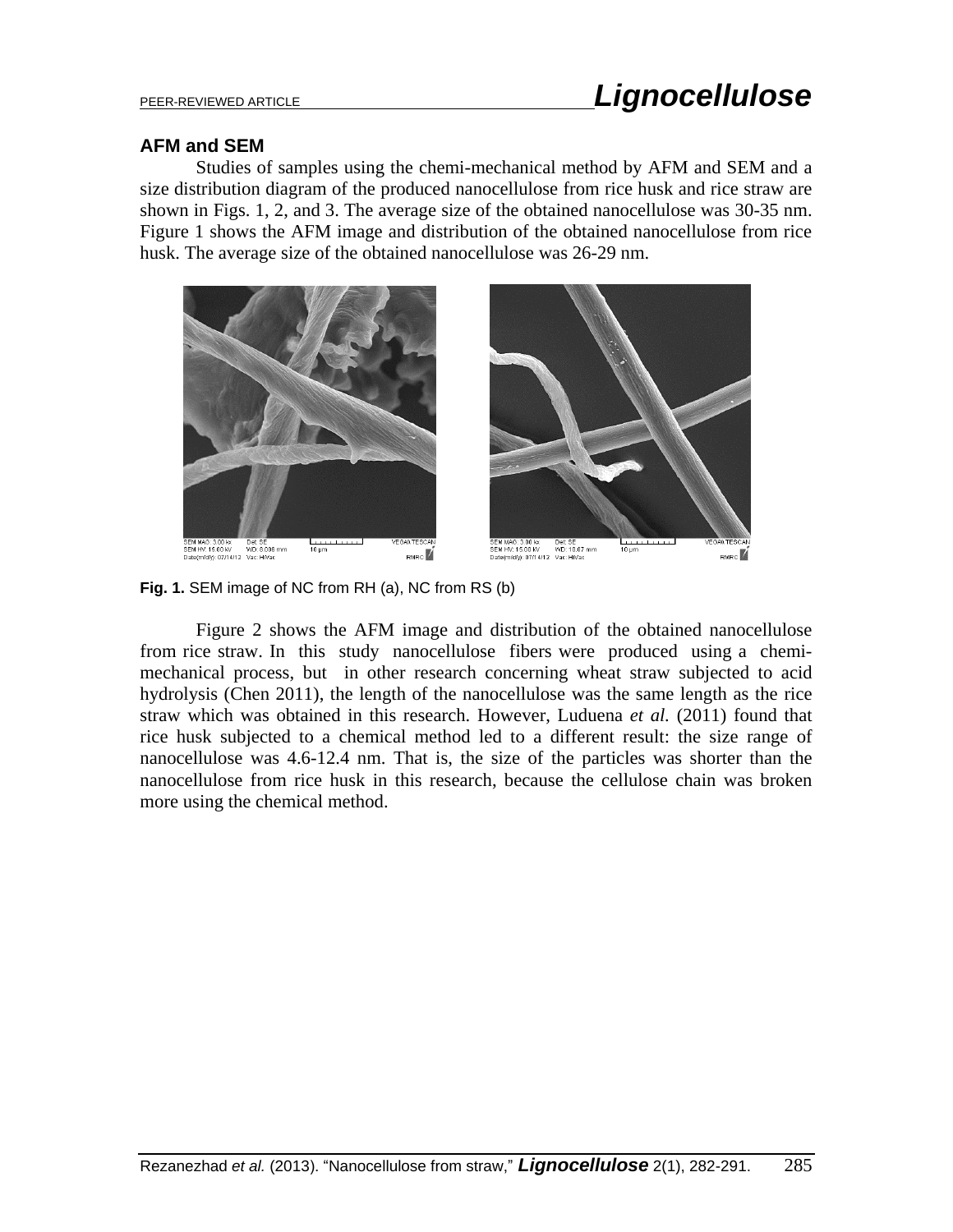## AFM and SEM

Studies of samples using the chemi-mechanical method by AFM and SEM and a size distribution diagram of the produced nanocellulose from rice husk and rice straw are shown in Figs. 1, 2, and 3. The average size of the obtained nanocellulose was 30-35 nm. Figure 1 shows the AFM image and distribution of the obtained nanocellulose from rice husk. The average size of the obtained nanocellulose was 26-29 nm.

**Fig. 1.** SEM image of NC from RH (a), NC from RS (b)

Figure 2 shows the AFM image and distribution of the obtained nanocellulose from rice straw. In this study nanocellulose fibers were produced using a chemi-mechanical process, but in other research concerning wheat straw subjected to acid hydrolysis (Chen 2011), the length of the nanocellulose was the same length as the rice straw which was obtained in this research. However, Luduena *et al.* (2011) found that rice husk subjected to a chemical method led to a different result: the size range of nanocellulose was 4.6-12.4 nm. That is, the size of the particles was shorter than the nanocellulose from rice husk in this research, because the cellulose chain was broken more using the chemical method.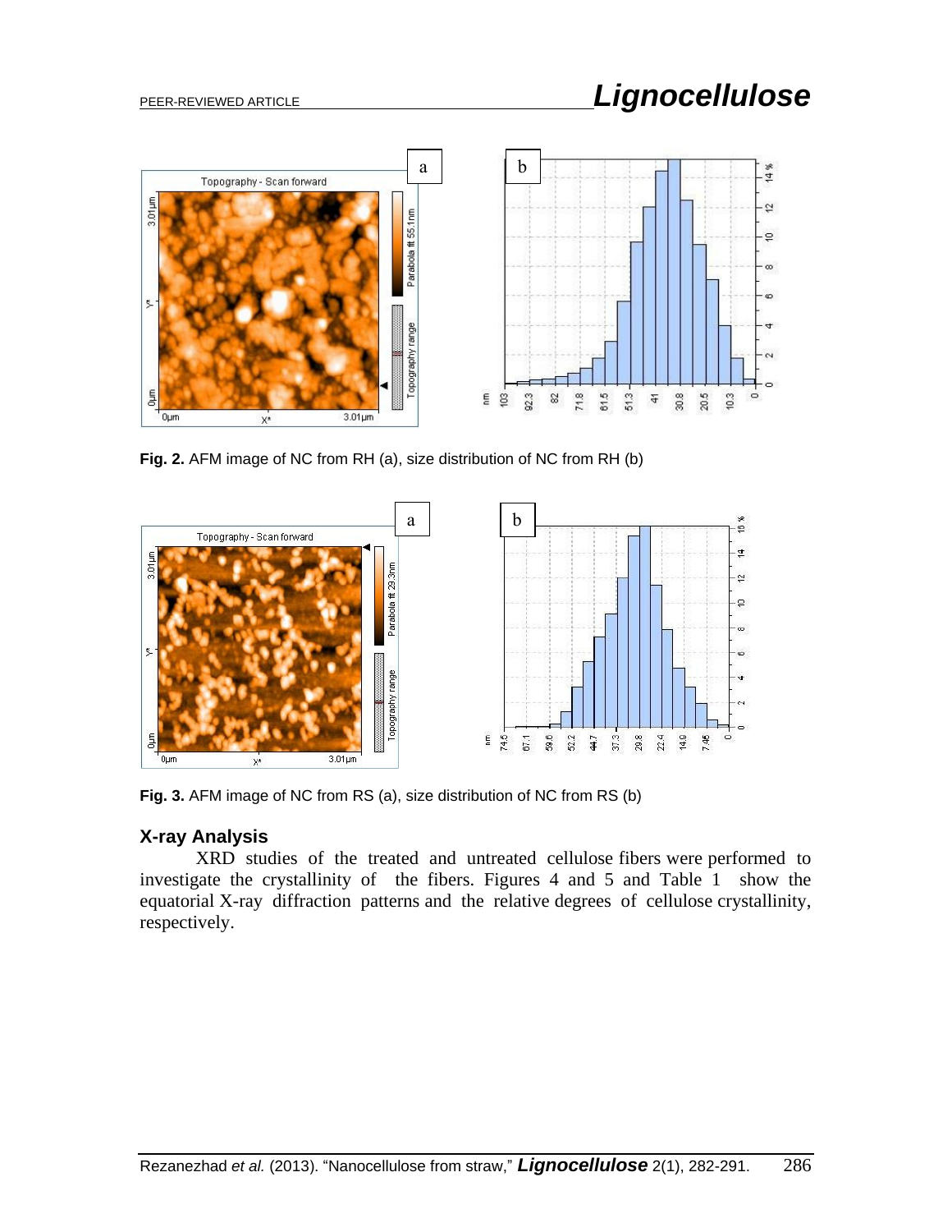**Fig. 2.** AFM image of NC from RH (a), size distribution of NC from RH (b)

**Fig. 3.** AFM image of NC from RS (a), size distribution of NC from RS (b)

## X-ray Analysis

XRD studies of the treated and untreated cellulose fibers were performed to investigate the crystallinity of the fibers. Figures 4 and 5 and Table 1 show the equatorial X-ray diffraction patterns and the relative degrees of cellulose crystallinity, respectively.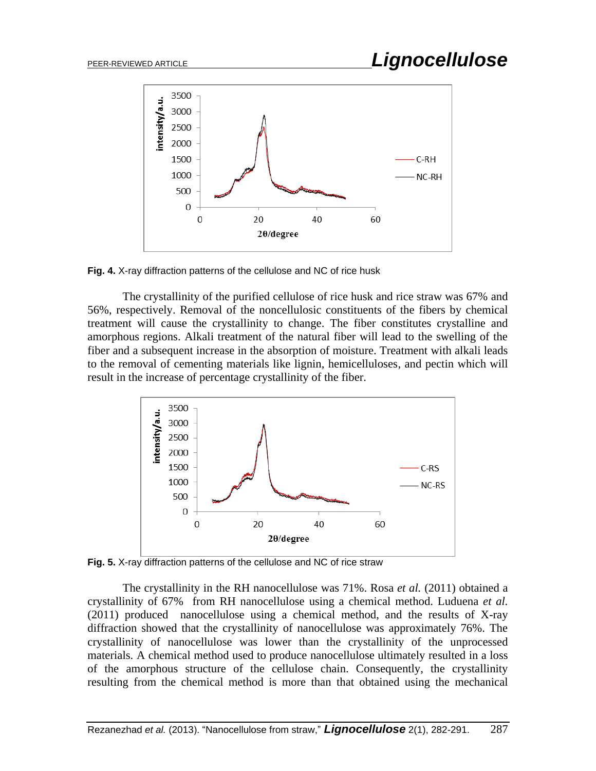Fig. 4. X-ray diffraction patterns of the cellulose and NC of rice husk

The crystallinity of the purified cellulose of rice husk and rice straw was 67% and 56%, respectively. Removal of the noncellulosic constituents of the fibers by chemical treatment will cause the crystallinity to change. The fiber constitutes crystalline and amorphous regions. Alkali treatment of the natural fiber will lead to the swelling of the fiber and a subsequent increase in the absorption of moisture. Treatment with alkali leads to the removal of cementing materials like lignin, hemicelluloses, and pectin which will result in the increase of percentage crystallinity of the fiber.

Fig. 5. X-ray diffraction patterns of the cellulose and NC of rice straw

The crystallinity in the RH nanocellulose was 71%. Rosa *et al.* (2011) obtained a crystallinity of 67% from RH nanocellulose using a chemical method. Luduena *et al.* (2011) produced nanocellulose using a chemical method, and the results of X-ray diffraction showed that the crystallinity of nanocellulose was approximately 76%. The crystallinity of nanocellulose was lower than the crystallinity of the unprocessed materials. A chemical method used to produce nanocellulose ultimately resulted in a loss of the amorphous structure of the cellulose chain. Consequently, the crystallinity resulting from the chemical method is more than that obtained using the mechanical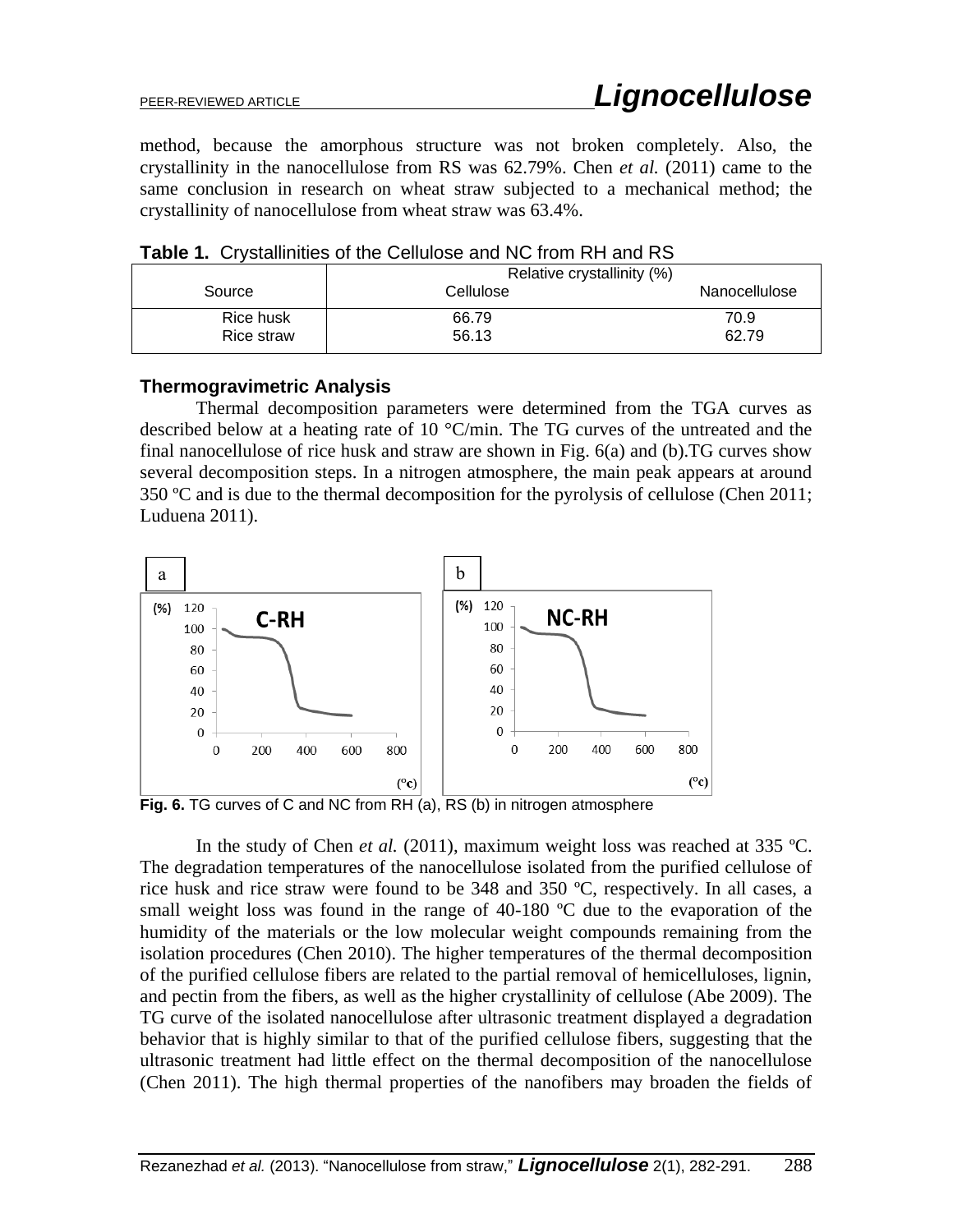method, because the amorphous structure was not broken completely. Also, the crystallinity in the nanocellulose from RS was 62.79%. Chen *et al.* (2011) came to the same conclusion in research on wheat straw subjected to a mechanical method; the crystallinity of nanocellulose from wheat straw was 63.4%.

**Table 1.** Crystallinities of the Cellulose and NC from RH and RS

| Source | Relative crystallinity (%) | |
|---|---|---|
| | Cellulose | Nanocellulose |
| Rice husk | 66.79 | 70.9 |
| Rice straw | 56.13 | 62.79 |

### Thermogravimetric Analysis

Thermal decomposition parameters were determined from the TGA curves as described below at a heating rate of 10 °C/min. The TG curves of the untreated and the final nanocellulose of rice husk and straw are shown in Fig. 6(a) and (b).TG curves show several decomposition steps. In a nitrogen atmosphere, the main peak appears at around 350 ºC and is due to the thermal decomposition for the pyrolysis of cellulose (Chen 2011; Luduena 2011).

**Fig. 6.** TG curves of C and NC from RH (a), RS (b) in nitrogen atmosphere

In the study of Chen *et al.* (2011), maximum weight loss was reached at 335 ºC. The degradation temperatures of the nanocellulose isolated from the purified cellulose of rice husk and rice straw were found to be 348 and 350 ºC, respectively. In all cases, a small weight loss was found in the range of 40-180 ºC due to the evaporation of the humidity of the materials or the low molecular weight compounds remaining from the isolation procedures (Chen 2010). The higher temperatures of the thermal decomposition of the purified cellulose fibers are related to the partial removal of hemicelluloses, lignin, and pectin from the fibers, as well as the higher crystallinity of cellulose (Abe 2009). The TG curve of the isolated nanocellulose after ultrasonic treatment displayed a degradation behavior that is highly similar to that of the purified cellulose fibers, suggesting that the ultrasonic treatment had little effect on the thermal decomposition of the nanocellulose (Chen 2011). The high thermal properties of the nanofibers may broaden the fields of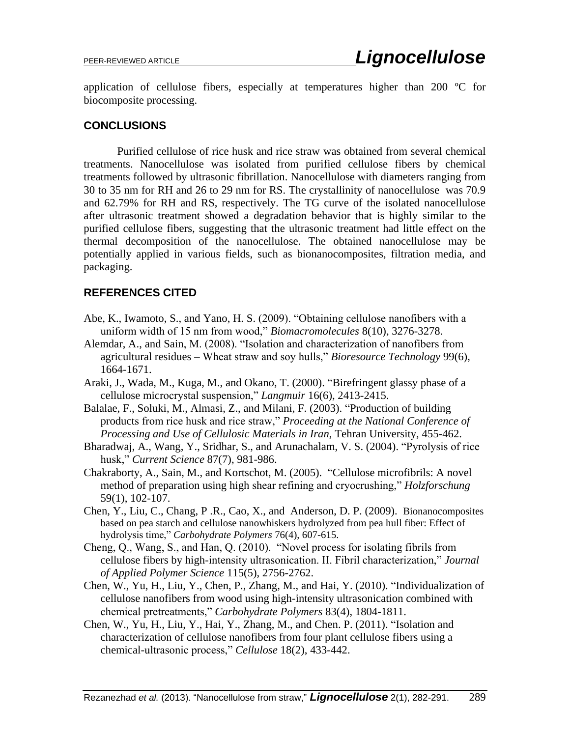application of cellulose fibers, especially at temperatures higher than 200 ºC for biocomposite processing.

## CONCLUSIONS

Purified cellulose of rice husk and rice straw was obtained from several chemical treatments. Nanocellulose was isolated from purified cellulose fibers by chemical treatments followed by ultrasonic fibrillation. Nanocellulose with diameters ranging from 30 to 35 nm for RH and 26 to 29 nm for RS. The crystallinity of nanocellulose was 70.9 and 62.79% for RH and RS, respectively. The TG curve of the isolated nanocellulose after ultrasonic treatment showed a degradation behavior that is highly similar to the purified cellulose fibers, suggesting that the ultrasonic treatment had little effect on the thermal decomposition of the nanocellulose. The obtained nanocellulose may be potentially applied in various fields, such as bionanocomposites, filtration media, and packaging.

## REFERENCES CITED

Abe, K., Iwamoto, S., and Yano, H. S. (2009). "Obtaining cellulose nanofibers with a uniform width of 15 nm from wood," *Biomacromolecules* 8(10), 3276-3278.

Alemdar, A., and Sain, M. (2008). "Isolation and characterization of nanofibers from agricultural residues – Wheat straw and soy hulls," *Bioresource Technology* 99(6), 1664-1671.

Araki, J., Wada, M., Kuga, M., and Okano, T. (2000). "Birefringent glassy phase of a cellulose microcrystal suspension," *Langmuir* 16(6), 2413-2415.

Balalae, F., Soluki, M., Almasi, Z., and Milani, F. (2003). "Production of building products from rice husk and rice straw," *Proceeding at the National Conference of Processing and Use of Cellulosic Materials in Iran*, Tehran University, 455-462.

Bharadwaj, A., Wang, Y., Sridhar, S., and Arunachalam, V. S. (2004). "Pyrolysis of rice husk," *Current Science* 87(7), 981-986.

Chakraborty, A., Sain, M., and Kortschot, M. (2005). "Cellulose microfibrils: A novel method of preparation using high shear refining and cryocrushing," *Holzforschung* 59(1), 102-107.

Chen, Y., Liu, C., Chang, P .R., Cao, X., and Anderson, D. P. (2009). Bionanocomposites based on pea starch and cellulose nanowhiskers hydrolyzed from pea hull fiber: Effect of hydrolysis time," *Carbohydrate Polymers* 76(4), 607-615.

Cheng, Q., Wang, S., and Han, Q. (2010). "Novel process for isolating fibrils from cellulose fibers by high-intensity ultrasonication. II. Fibril characterization," *Journal of Applied Polymer Science* 115(5), 2756-2762.

Chen, W., Yu, H., Liu, Y., Chen, P., Zhang, M., and Hai, Y. (2010). "Individualization of cellulose nanofibers from wood using high-intensity ultrasonication combined with chemical pretreatments," *Carbohydrate Polymers* 83(4), 1804-1811.

Chen, W., Yu, H., Liu, Y., Hai, Y., Zhang, M., and Chen. P. (2011). "Isolation and characterization of cellulose nanofibers from four plant cellulose fibers using a chemical-ultrasonic process," *Cellulose* 18(2), 433-442.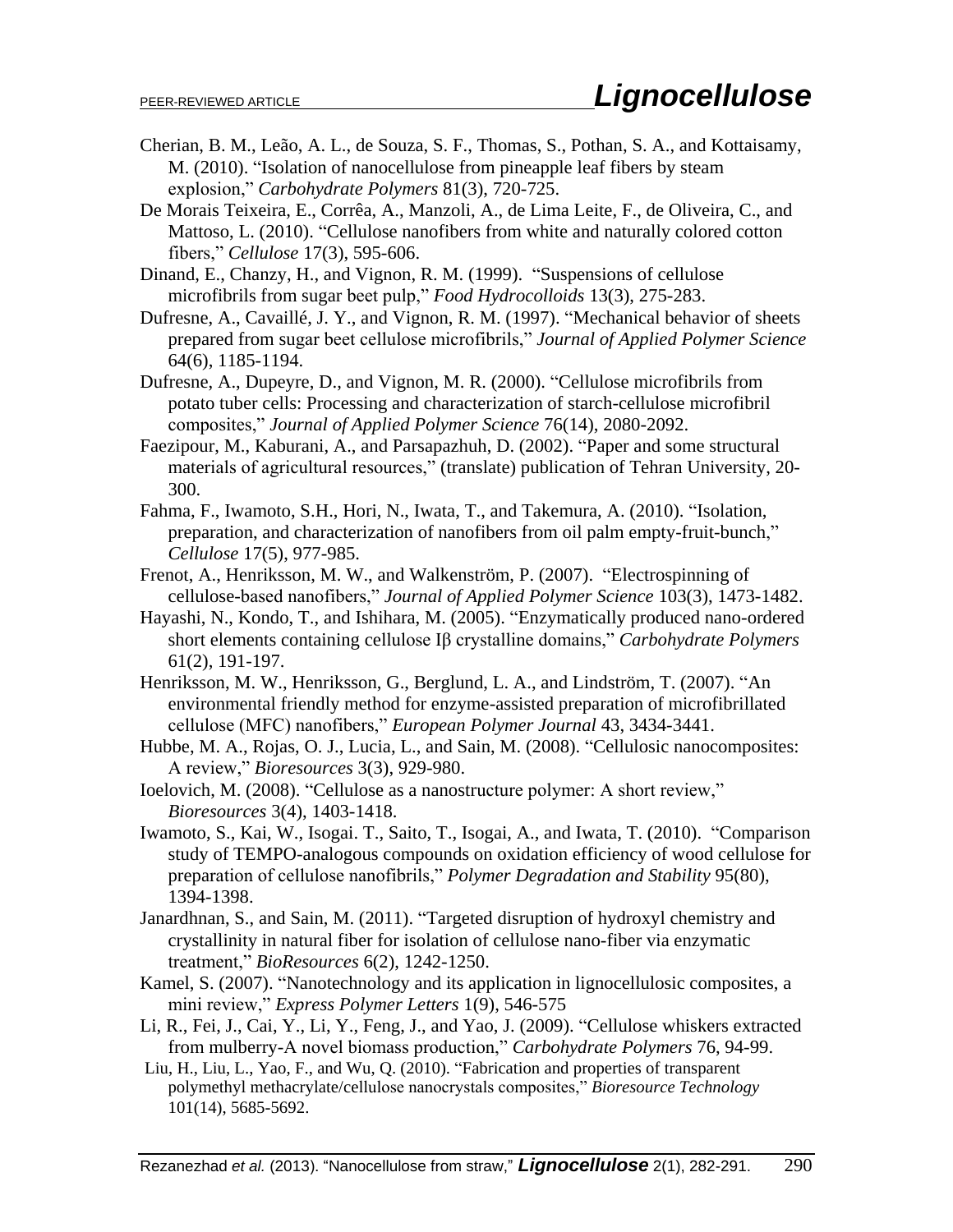Cherian, B. M., Leão, A. L., de Souza, S. F., Thomas, S., Pothan, S. A., and Kottaisamy, M. (2010). "Isolation of nanocellulose from pineapple leaf fibers by steam explosion," *Carbohydrate Polymers* 81(3), 720-725.

De Morais Teixeira, E., Corrêa, A., Manzoli, A., de Lima Leite, F., de Oliveira, C., and Mattoso, L. (2010). "Cellulose nanofibers from white and naturally colored cotton fibers," *Cellulose* 17(3), 595-606.

Dinand, E., Chanzy, H., and Vignon, R. M. (1999). "Suspensions of cellulose microfibrils from sugar beet pulp," *Food Hydrocolloids* 13(3), 275-283.

Dufresne, A., Cavaillé, J. Y., and Vignon, R. M. (1997). "Mechanical behavior of sheets prepared from sugar beet cellulose microfibrils," *Journal of Applied Polymer Science* 64(6), 1185-1194.

Dufresne, A., Dupeyre, D., and Vignon, M. R. (2000). "Cellulose microfibrils from potato tuber cells: Processing and characterization of starch-cellulose microfibril composites," *Journal of Applied Polymer Science* 76(14), 2080-2092.

Faezipour, M., Kaburani, A., and Parsapazhuh, D. (2002). "Paper and some structural materials of agricultural resources," (translate) publication of Tehran University, 20-300.

Fahma, F., Iwamoto, S.H., Hori, N., Iwata, T., and Takemura, A. (2010). "Isolation, preparation, and characterization of nanofibers from oil palm empty-fruit-bunch," *Cellulose* 17(5), 977-985.

Frenot, A., Henriksson, M. W., and Walkenström, P. (2007). "Electrospinning of cellulose-based nanofibers," *Journal of Applied Polymer Science* 103(3), 1473-1482.

Hayashi, N., Kondo, T., and Ishihara, M. (2005). "Enzymatically produced nano-ordered short elements containing cellulose Iβ crystalline domains," *Carbohydrate Polymers* 61(2), 191-197.

Henriksson, M. W., Henriksson, G., Berglund, L. A., and Lindström, T. (2007). "An environmental friendly method for enzyme-assisted preparation of microfibrillated cellulose (MFC) nanofibers," *European Polymer Journal* 43, 3434-3441.

Hubbe, M. A., Rojas, O. J., Lucia, L., and Sain, M. (2008). "Cellulosic nanocomposites: A review," *Bioresources* 3(3), 929-980.

Ioelovich, M. (2008). "Cellulose as a nanostructure polymer: A short review," *Bioresources* 3(4), 1403-1418.

Iwamoto, S., Kai, W., Isogai. T., Saito, T., Isogai, A., and Iwata, T. (2010). "Comparison study of TEMPO-analogous compounds on oxidation efficiency of wood cellulose for preparation of cellulose nanofibrils," *Polymer Degradation and Stability* 95(80), 1394-1398.

Janardhnan, S., and Sain, M. (2011). "Targeted disruption of hydroxyl chemistry and crystallinity in natural fiber for isolation of cellulose nano-fiber via enzymatic treatment," *BioResources* 6(2), 1242-1250.

Kamel, S. (2007). "Nanotechnology and its application in lignocellulosic composites, a mini review," *Express Polymer Letters* 1(9), 546-575

Li, R., Fei, J., Cai, Y., Li, Y., Feng, J., and Yao, J. (2009). "Cellulose whiskers extracted from mulberry-A novel biomass production," *Carbohydrate Polymers* 76, 94-99.

Liu, H., Liu, L., Yao, F., and Wu, Q. (2010). "Fabrication and properties of transparent polymethyl methacrylate/cellulose nanocrystals composites," *Bioresource Technology* 101(14), 5685-5692.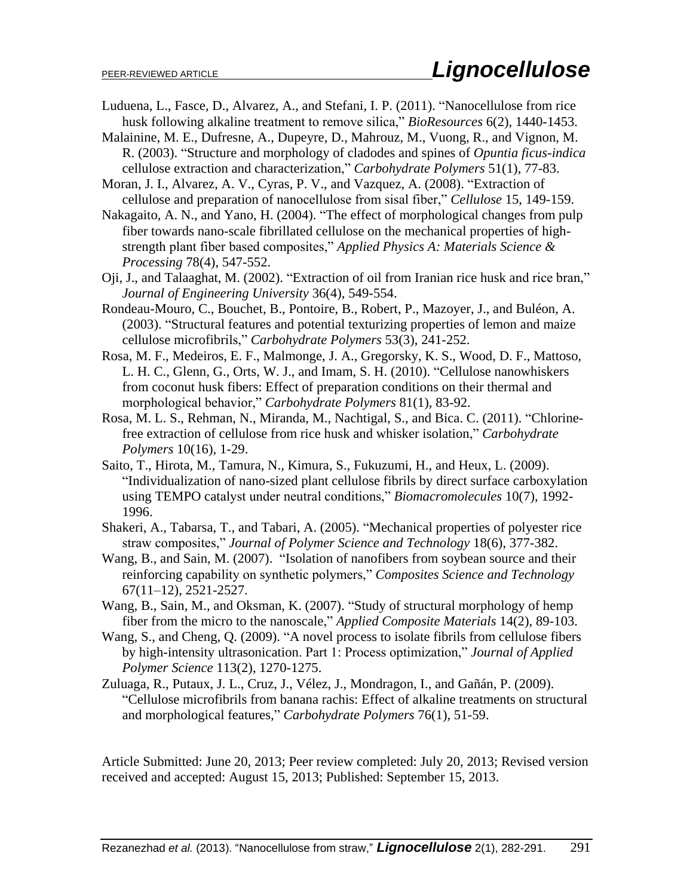Luduena, L., Fasce, D., Alvarez, A., and Stefani, I. P. (2011). "Nanocellulose from rice husk following alkaline treatment to remove silica," *BioResources* 6(2), 1440-1453.

Malainine, M. E., Dufresne, A., Dupeyre, D., Mahrouz, M., Vuong, R., and Vignon, M. R. (2003). "Structure and morphology of cladodes and spines of *Opuntia ficus-indica* cellulose extraction and characterization," *Carbohydrate Polymers* 51(1), 77-83.

Moran, J. I., Alvarez, A. V., Cyras, P. V., and Vazquez, A. (2008). "Extraction of cellulose and preparation of nanocellulose from sisal fiber," *Cellulose* 15, 149-159.

Nakagaito, A. N., and Yano, H. (2004). "The effect of morphological changes from pulp fiber towards nano-scale fibrillated cellulose on the mechanical properties of high-strength plant fiber based composites," *Applied Physics A: Materials Science & Processing* 78(4), 547-552.

Oji, J., and Talaaghat, M. (2002). "Extraction of oil from Iranian rice husk and rice bran," *Journal of Engineering University* 36(4), 549-554.

Rondeau-Mouro, C., Bouchet, B., Pontoire, B., Robert, P., Mazoyer, J., and Buléon, A. (2003). "Structural features and potential texturizing properties of lemon and maize cellulose microfibrils," *Carbohydrate Polymers* 53(3), 241-252.

Rosa, M. F., Medeiros, E. F., Malmonge, J. A., Gregorsky, K. S., Wood, D. F., Mattoso, L. H. C., Glenn, G., Orts, W. J., and Imam, S. H. (2010). "Cellulose nanowhiskers from coconut husk fibers: Effect of preparation conditions on their thermal and morphological behavior," *Carbohydrate Polymers* 81(1), 83-92.

Rosa, M. L. S., Rehman, N., Miranda, M., Nachtigal, S., and Bica. C. (2011). "Chlorine-free extraction of cellulose from rice husk and whisker isolation," *Carbohydrate Polymers* 10(16), 1-29.

Saito, T., Hirota, M., Tamura, N., Kimura, S., Fukuzumi, H., and Heux, L. (2009). "Individualization of nano-sized plant cellulose fibrils by direct surface carboxylation using TEMPO catalyst under neutral conditions," *Biomacromolecules* 10(7), 1992-1996.

Shakeri, A., Tabarsa, T., and Tabari, A. (2005). "Mechanical properties of polyester rice straw composites," *Journal of Polymer Science and Technology* 18(6), 377-382.

Wang, B., and Sain, M. (2007). "Isolation of nanofibers from soybean source and their reinforcing capability on synthetic polymers," *Composites Science and Technology* 67(11–12), 2521-2527.

Wang, B., Sain, M., and Oksman, K. (2007). "Study of structural morphology of hemp fiber from the micro to the nanoscale," *Applied Composite Materials* 14(2), 89-103.

Wang, S., and Cheng, Q. (2009). "A novel process to isolate fibrils from cellulose fibers by high-intensity ultrasonication. Part 1: Process optimization," *Journal of Applied Polymer Science* 113(2), 1270-1275.

Zuluaga, R., Putaux, J. L., Cruz, J., Vélez, J., Mondragon, I., and Gañán, P. (2009). "Cellulose microfibrils from banana rachis: Effect of alkaline treatments on structural and morphological features," *Carbohydrate Polymers* 76(1), 51-59.

Article Submitted: June 20, 2013; Peer review completed: July 20, 2013; Revised version received and accepted: August 15, 2013; Published: September 15, 2013.